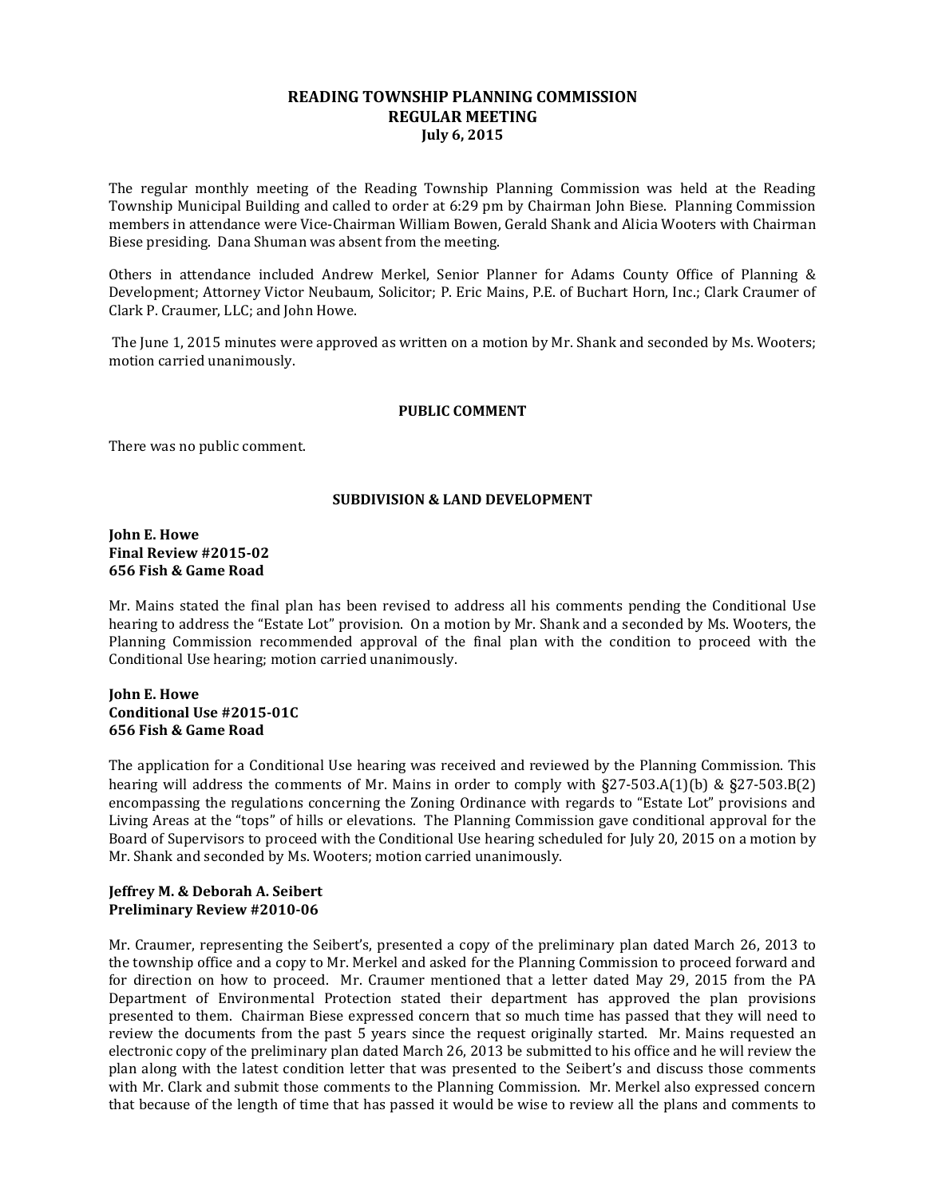# READING TOWNSHIP PLANNING COMMISSION
## REGULAR MEETING
### July 6, 2015

The regular monthly meeting of the Reading Township Planning Commission was held at the Reading Township Municipal Building and called to order at 6:29 pm by Chairman John Biese. Planning Commission members in attendance were Vice-Chairman William Bowen, Gerald Shank and Alicia Wooters with Chairman Biese presiding. Dana Shuman was absent from the meeting.

Others in attendance included Andrew Merkel, Senior Planner for Adams County Office of Planning & Development; Attorney Victor Neubaum, Solicitor; P. Eric Mains, P.E. of Buchart Horn, Inc.; Clark Craumer of Clark P. Craumer, LLC; and John Howe.

The June 1, 2015 minutes were approved as written on a motion by Mr. Shank and seconded by Ms. Wooters; motion carried unanimously.

#### PUBLIC COMMENT

There was no public comment.

#### SUBDIVISION & LAND DEVELOPMENT

**John E. Howe**
**Final Review #2015-02**
**656 Fish & Game Road**

Mr. Mains stated the final plan has been revised to address all his comments pending the Conditional Use hearing to address the "Estate Lot" provision. On a motion by Mr. Shank and a seconded by Ms. Wooters, the Planning Commission recommended approval of the final plan with the condition to proceed with the Conditional Use hearing; motion carried unanimously.

**John E. Howe**
**Conditional Use #2015-01C**
**656 Fish & Game Road**

The application for a Conditional Use hearing was received and reviewed by the Planning Commission. This hearing will address the comments of Mr. Mains in order to comply with §27-503.A(1)(b) & §27-503.B(2) encompassing the regulations concerning the Zoning Ordinance with regards to "Estate Lot" provisions and Living Areas at the "tops" of hills or elevations. The Planning Commission gave conditional approval for the Board of Supervisors to proceed with the Conditional Use hearing scheduled for July 20, 2015 on a motion by Mr. Shank and seconded by Ms. Wooters; motion carried unanimously.

**Jeffrey M. & Deborah A. Seibert**
**Preliminary Review #2010-06**

Mr. Craumer, representing the Seibert's, presented a copy of the preliminary plan dated March 26, 2013 to the township office and a copy to Mr. Merkel and asked for the Planning Commission to proceed forward and for direction on how to proceed. Mr. Craumer mentioned that a letter dated May 29, 2015 from the PA Department of Environmental Protection stated their department has approved the plan provisions presented to them. Chairman Biese expressed concern that so much time has passed that they will need to review the documents from the past 5 years since the request originally started. Mr. Mains requested an electronic copy of the preliminary plan dated March 26, 2013 be submitted to his office and he will review the plan along with the latest condition letter that was presented to the Seibert's and discuss those comments with Mr. Clark and submit those comments to the Planning Commission. Mr. Merkel also expressed concern that because of the length of time that has passed it would be wise to review all the plans and comments to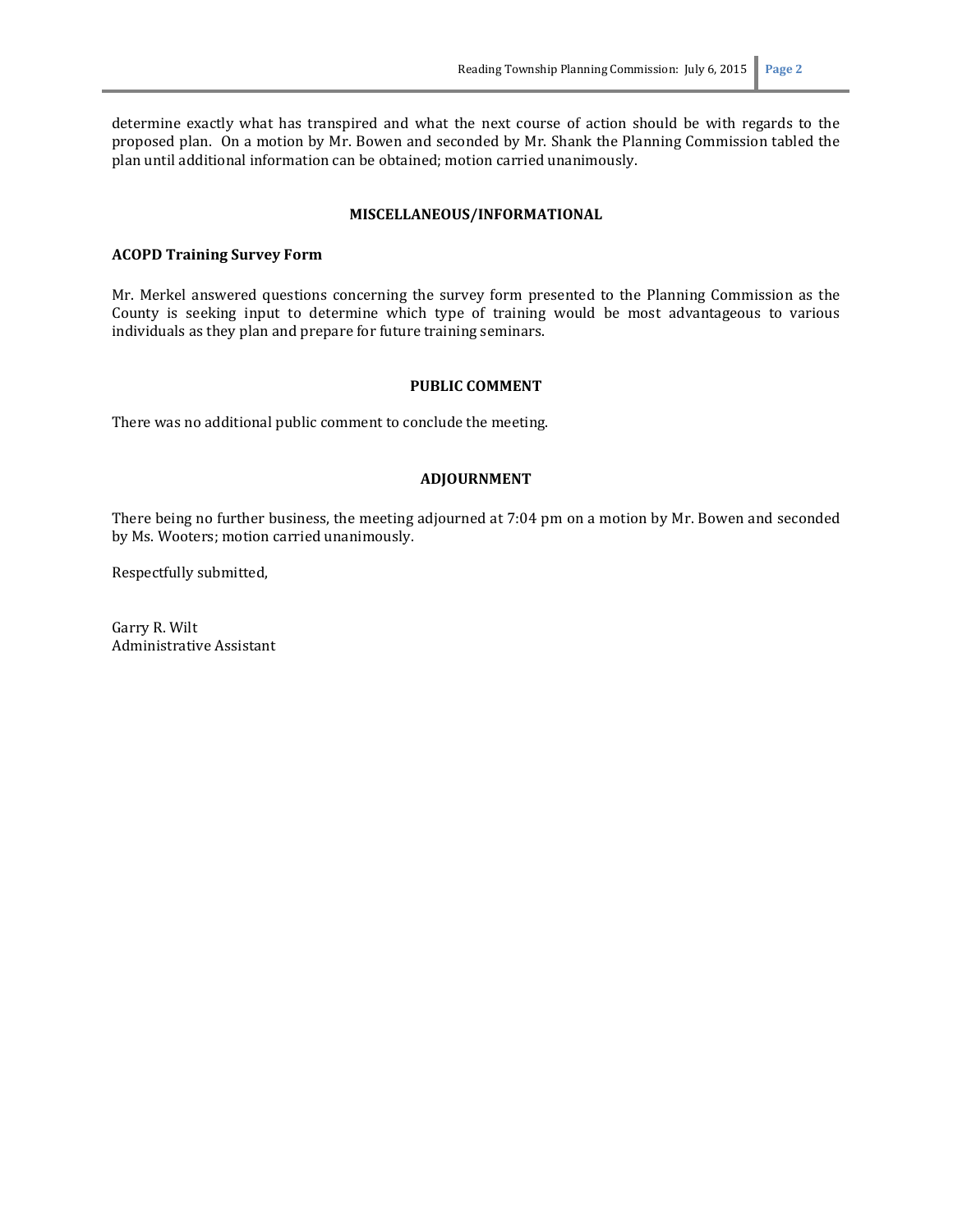determine exactly what has transpired and what the next course of action should be with regards to the proposed plan. On a motion by Mr. Bowen and seconded by Mr. Shank the Planning Commission tabled the plan until additional information can be obtained; motion carried unanimously.

## MISCELLANEOUS/INFORMATIONAL

**ACOPD Training Survey Form**

Mr. Merkel answered questions concerning the survey form presented to the Planning Commission as the County is seeking input to determine which type of training would be most advantageous to various individuals as they plan and prepare for future training seminars.

## PUBLIC COMMENT

There was no additional public comment to conclude the meeting.

## ADJOURNMENT

There being no further business, the meeting adjourned at 7:04 pm on a motion by Mr. Bowen and seconded by Ms. Wooters; motion carried unanimously.

Respectfully submitted,

Garry R. Wilt
Administrative Assistant